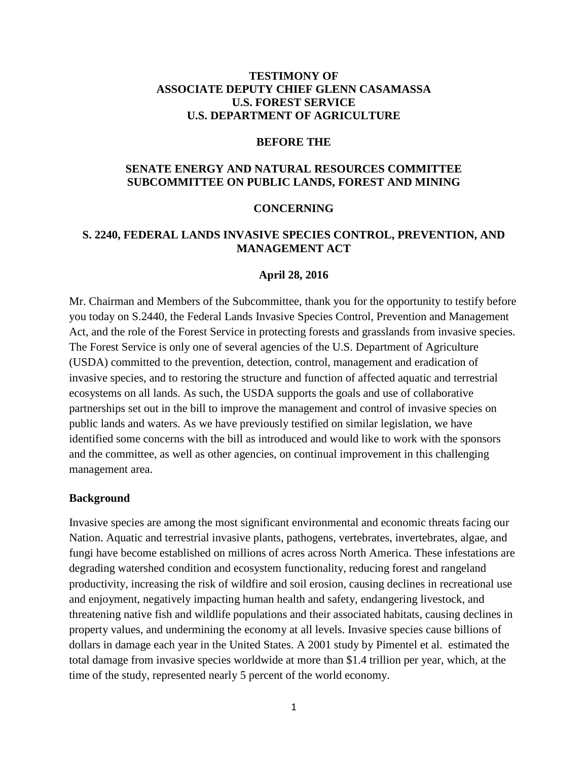**TESTIMONY OF**
**ASSOCIATE DEPUTY CHIEF GLENN CASAMASSA**
**U.S. FOREST SERVICE**
**U.S. DEPARTMENT OF AGRICULTURE**

**BEFORE THE**

**SENATE ENERGY AND NATURAL RESOURCES COMMITTEE**
**SUBCOMMITTEE ON PUBLIC LANDS, FOREST AND MINING**

**CONCERNING**

**S. 2240, FEDERAL LANDS INVASIVE SPECIES CONTROL, PREVENTION, AND MANAGEMENT ACT**

**April 28, 2016**

Mr. Chairman and Members of the Subcommittee, thank you for the opportunity to testify before you today on S.2440, the Federal Lands Invasive Species Control, Prevention and Management Act, and the role of the Forest Service in protecting forests and grasslands from invasive species. The Forest Service is only one of several agencies of the U.S. Department of Agriculture (USDA) committed to the prevention, detection, control, management and eradication of invasive species, and to restoring the structure and function of affected aquatic and terrestrial ecosystems on all lands. As such, the USDA supports the goals and use of collaborative partnerships set out in the bill to improve the management and control of invasive species on public lands and waters. As we have previously testified on similar legislation, we have identified some concerns with the bill as introduced and would like to work with the sponsors and the committee, as well as other agencies, on continual improvement in this challenging management area.

## Background

Invasive species are among the most significant environmental and economic threats facing our Nation. Aquatic and terrestrial invasive plants, pathogens, vertebrates, invertebrates, algae, and fungi have become established on millions of acres across North America. These infestations are degrading watershed condition and ecosystem functionality, reducing forest and rangeland productivity, increasing the risk of wildfire and soil erosion, causing declines in recreational use and enjoyment, negatively impacting human health and safety, endangering livestock, and threatening native fish and wildlife populations and their associated habitats, causing declines in property values, and undermining the economy at all levels. Invasive species cause billions of dollars in damage each year in the United States. A 2001 study by Pimentel et al. estimated the total damage from invasive species worldwide at more than $1.4 trillion per year, which, at the time of the study, represented nearly 5 percent of the world economy.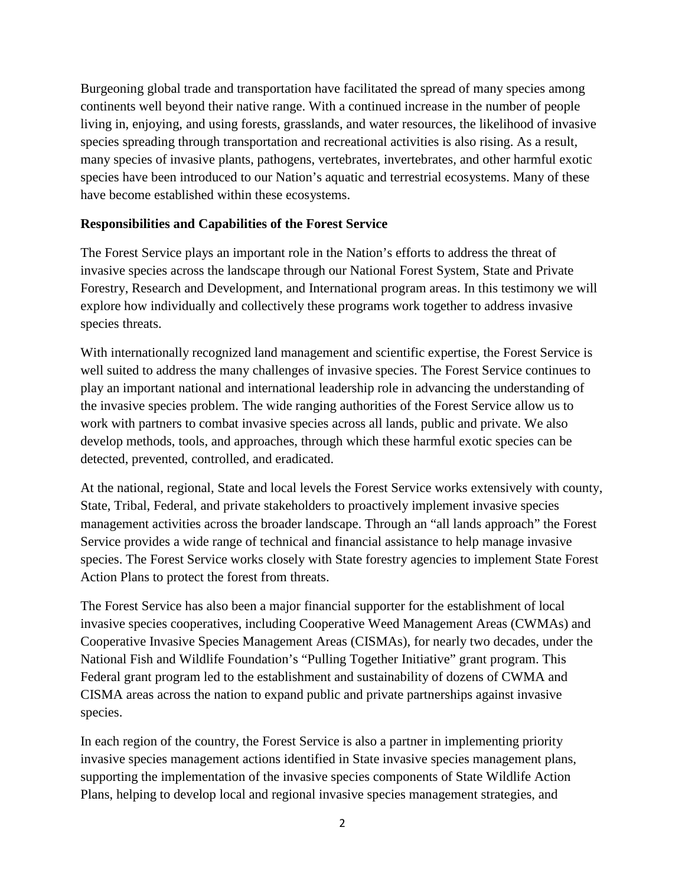Burgeoning global trade and transportation have facilitated the spread of many species among continents well beyond their native range. With a continued increase in the number of people living in, enjoying, and using forests, grasslands, and water resources, the likelihood of invasive species spreading through transportation and recreational activities is also rising. As a result, many species of invasive plants, pathogens, vertebrates, invertebrates, and other harmful exotic species have been introduced to our Nation's aquatic and terrestrial ecosystems. Many of these have become established within these ecosystems.

**Responsibilities and Capabilities of the Forest Service**

The Forest Service plays an important role in the Nation's efforts to address the threat of invasive species across the landscape through our National Forest System, State and Private Forestry, Research and Development, and International program areas. In this testimony we will explore how individually and collectively these programs work together to address invasive species threats.

With internationally recognized land management and scientific expertise, the Forest Service is well suited to address the many challenges of invasive species. The Forest Service continues to play an important national and international leadership role in advancing the understanding of the invasive species problem. The wide ranging authorities of the Forest Service allow us to work with partners to combat invasive species across all lands, public and private. We also develop methods, tools, and approaches, through which these harmful exotic species can be detected, prevented, controlled, and eradicated.

At the national, regional, State and local levels the Forest Service works extensively with county, State, Tribal, Federal, and private stakeholders to proactively implement invasive species management activities across the broader landscape. Through an "all lands approach" the Forest Service provides a wide range of technical and financial assistance to help manage invasive species. The Forest Service works closely with State forestry agencies to implement State Forest Action Plans to protect the forest from threats.

The Forest Service has also been a major financial supporter for the establishment of local invasive species cooperatives, including Cooperative Weed Management Areas (CWMAs) and Cooperative Invasive Species Management Areas (CISMAs), for nearly two decades, under the National Fish and Wildlife Foundation's "Pulling Together Initiative" grant program. This Federal grant program led to the establishment and sustainability of dozens of CWMA and CISMA areas across the nation to expand public and private partnerships against invasive species.

In each region of the country, the Forest Service is also a partner in implementing priority invasive species management actions identified in State invasive species management plans, supporting the implementation of the invasive species components of State Wildlife Action Plans, helping to develop local and regional invasive species management strategies, and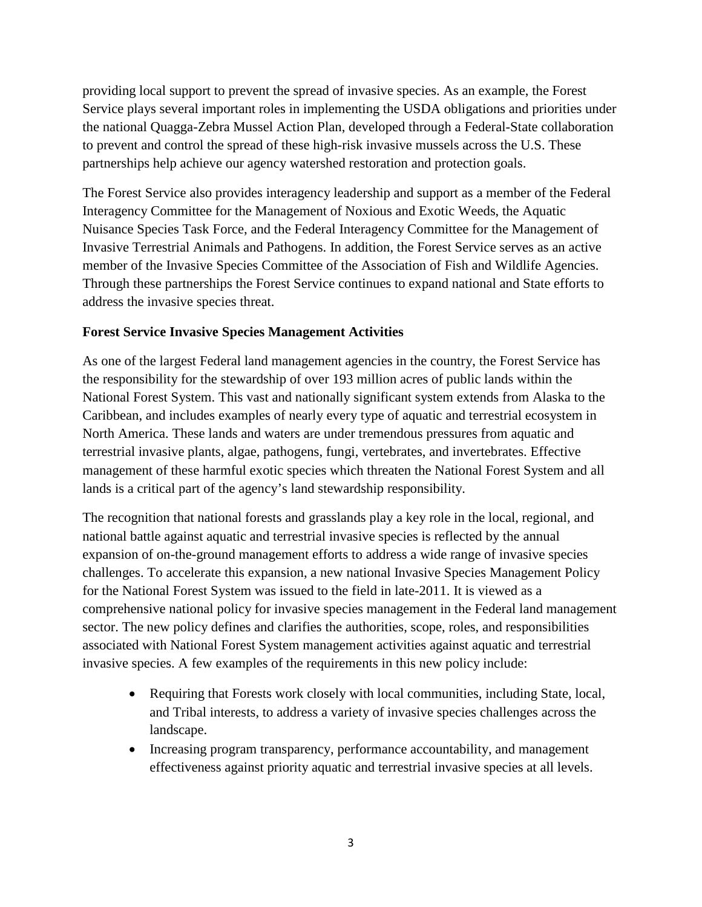providing local support to prevent the spread of invasive species. As an example, the Forest Service plays several important roles in implementing the USDA obligations and priorities under the national Quagga-Zebra Mussel Action Plan, developed through a Federal-State collaboration to prevent and control the spread of these high-risk invasive mussels across the U.S. These partnerships help achieve our agency watershed restoration and protection goals.

The Forest Service also provides interagency leadership and support as a member of the Federal Interagency Committee for the Management of Noxious and Exotic Weeds, the Aquatic Nuisance Species Task Force, and the Federal Interagency Committee for the Management of Invasive Terrestrial Animals and Pathogens. In addition, the Forest Service serves as an active member of the Invasive Species Committee of the Association of Fish and Wildlife Agencies. Through these partnerships the Forest Service continues to expand national and State efforts to address the invasive species threat.

**Forest Service Invasive Species Management Activities**

As one of the largest Federal land management agencies in the country, the Forest Service has the responsibility for the stewardship of over 193 million acres of public lands within the National Forest System. This vast and nationally significant system extends from Alaska to the Caribbean, and includes examples of nearly every type of aquatic and terrestrial ecosystem in North America. These lands and waters are under tremendous pressures from aquatic and terrestrial invasive plants, algae, pathogens, fungi, vertebrates, and invertebrates. Effective management of these harmful exotic species which threaten the National Forest System and all lands is a critical part of the agency's land stewardship responsibility.

The recognition that national forests and grasslands play a key role in the local, regional, and national battle against aquatic and terrestrial invasive species is reflected by the annual expansion of on-the-ground management efforts to address a wide range of invasive species challenges. To accelerate this expansion, a new national Invasive Species Management Policy for the National Forest System was issued to the field in late-2011. It is viewed as a comprehensive national policy for invasive species management in the Federal land management sector. The new policy defines and clarifies the authorities, scope, roles, and responsibilities associated with National Forest System management activities against aquatic and terrestrial invasive species. A few examples of the requirements in this new policy include:

- Requiring that Forests work closely with local communities, including State, local, and Tribal interests, to address a variety of invasive species challenges across the landscape.
- Increasing program transparency, performance accountability, and management effectiveness against priority aquatic and terrestrial invasive species at all levels.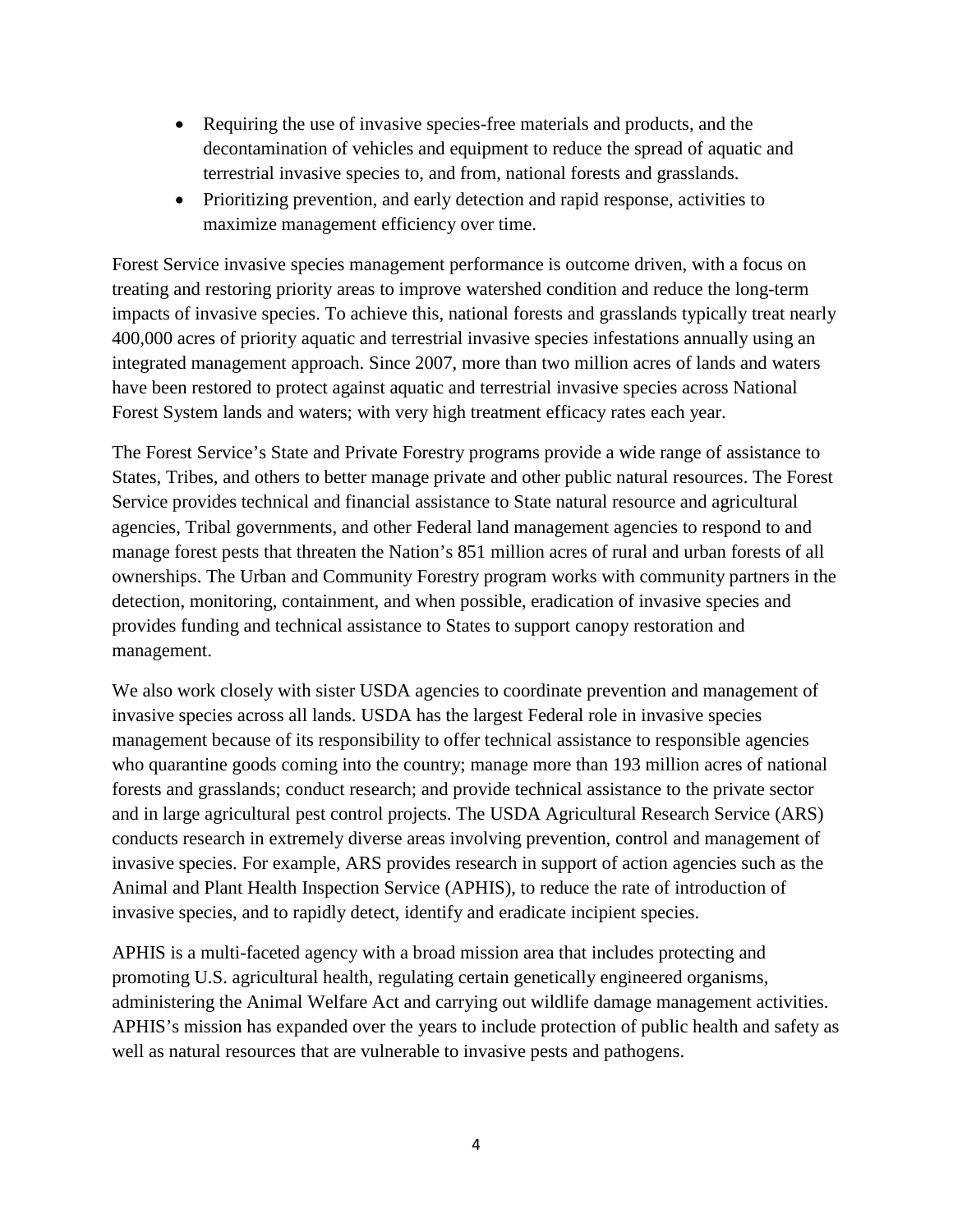- Requiring the use of invasive species-free materials and products, and the decontamination of vehicles and equipment to reduce the spread of aquatic and terrestrial invasive species to, and from, national forests and grasslands.
- Prioritizing prevention, and early detection and rapid response, activities to maximize management efficiency over time.

Forest Service invasive species management performance is outcome driven, with a focus on treating and restoring priority areas to improve watershed condition and reduce the long-term impacts of invasive species. To achieve this, national forests and grasslands typically treat nearly 400,000 acres of priority aquatic and terrestrial invasive species infestations annually using an integrated management approach. Since 2007, more than two million acres of lands and waters have been restored to protect against aquatic and terrestrial invasive species across National Forest System lands and waters; with very high treatment efficacy rates each year.

The Forest Service's State and Private Forestry programs provide a wide range of assistance to States, Tribes, and others to better manage private and other public natural resources. The Forest Service provides technical and financial assistance to State natural resource and agricultural agencies, Tribal governments, and other Federal land management agencies to respond to and manage forest pests that threaten the Nation's 851 million acres of rural and urban forests of all ownerships. The Urban and Community Forestry program works with community partners in the detection, monitoring, containment, and when possible, eradication of invasive species and provides funding and technical assistance to States to support canopy restoration and management.

We also work closely with sister USDA agencies to coordinate prevention and management of invasive species across all lands. USDA has the largest Federal role in invasive species management because of its responsibility to offer technical assistance to responsible agencies who quarantine goods coming into the country; manage more than 193 million acres of national forests and grasslands; conduct research; and provide technical assistance to the private sector and in large agricultural pest control projects. The USDA Agricultural Research Service (ARS) conducts research in extremely diverse areas involving prevention, control and management of invasive species. For example, ARS provides research in support of action agencies such as the Animal and Plant Health Inspection Service (APHIS), to reduce the rate of introduction of invasive species, and to rapidly detect, identify and eradicate incipient species.

APHIS is a multi-faceted agency with a broad mission area that includes protecting and promoting U.S. agricultural health, regulating certain genetically engineered organisms, administering the Animal Welfare Act and carrying out wildlife damage management activities. APHIS's mission has expanded over the years to include protection of public health and safety as well as natural resources that are vulnerable to invasive pests and pathogens.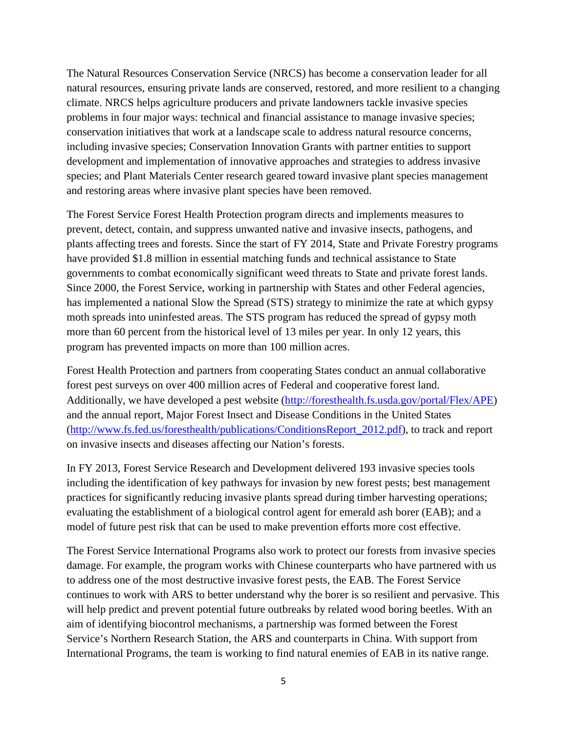The Natural Resources Conservation Service (NRCS) has become a conservation leader for all natural resources, ensuring private lands are conserved, restored, and more resilient to a changing climate. NRCS helps agriculture producers and private landowners tackle invasive species problems in four major ways: technical and financial assistance to manage invasive species; conservation initiatives that work at a landscape scale to address natural resource concerns, including invasive species; Conservation Innovation Grants with partner entities to support development and implementation of innovative approaches and strategies to address invasive species; and Plant Materials Center research geared toward invasive plant species management and restoring areas where invasive plant species have been removed.

The Forest Service Forest Health Protection program directs and implements measures to prevent, detect, contain, and suppress unwanted native and invasive insects, pathogens, and plants affecting trees and forests. Since the start of FY 2014, State and Private Forestry programs have provided $1.8 million in essential matching funds and technical assistance to State governments to combat economically significant weed threats to State and private forest lands. Since 2000, the Forest Service, working in partnership with States and other Federal agencies, has implemented a national Slow the Spread (STS) strategy to minimize the rate at which gypsy moth spreads into uninfested areas. The STS program has reduced the spread of gypsy moth more than 60 percent from the historical level of 13 miles per year. In only 12 years, this program has prevented impacts on more than 100 million acres.

Forest Health Protection and partners from cooperating States conduct an annual collaborative forest pest surveys on over 400 million acres of Federal and cooperative forest land. Additionally, we have developed a pest website (http://foresthealth.fs.usda.gov/portal/Flex/APE) and the annual report, Major Forest Insect and Disease Conditions in the United States (http://www.fs.fed.us/foresthealth/publications/ConditionsReport_2012.pdf), to track and report on invasive insects and diseases affecting our Nation's forests.

In FY 2013, Forest Service Research and Development delivered 193 invasive species tools including the identification of key pathways for invasion by new forest pests; best management practices for significantly reducing invasive plants spread during timber harvesting operations; evaluating the establishment of a biological control agent for emerald ash borer (EAB); and a model of future pest risk that can be used to make prevention efforts more cost effective.

The Forest Service International Programs also work to protect our forests from invasive species damage. For example, the program works with Chinese counterparts who have partnered with us to address one of the most destructive invasive forest pests, the EAB. The Forest Service continues to work with ARS to better understand why the borer is so resilient and pervasive. This will help predict and prevent potential future outbreaks by related wood boring beetles. With an aim of identifying biocontrol mechanisms, a partnership was formed between the Forest Service's Northern Research Station, the ARS and counterparts in China. With support from International Programs, the team is working to find natural enemies of EAB in its native range.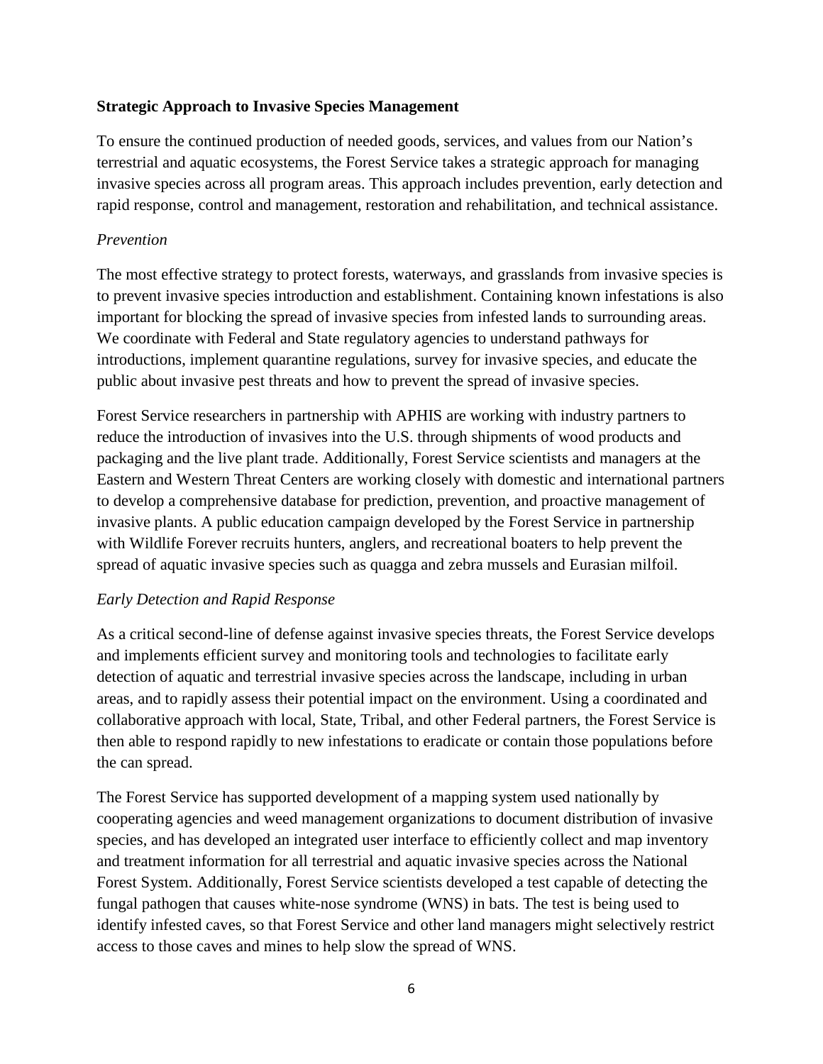**Strategic Approach to Invasive Species Management**

To ensure the continued production of needed goods, services, and values from our Nation's terrestrial and aquatic ecosystems, the Forest Service takes a strategic approach for managing invasive species across all program areas. This approach includes prevention, early detection and rapid response, control and management, restoration and rehabilitation, and technical assistance.

*Prevention*

The most effective strategy to protect forests, waterways, and grasslands from invasive species is to prevent invasive species introduction and establishment. Containing known infestations is also important for blocking the spread of invasive species from infested lands to surrounding areas. We coordinate with Federal and State regulatory agencies to understand pathways for introductions, implement quarantine regulations, survey for invasive species, and educate the public about invasive pest threats and how to prevent the spread of invasive species.

Forest Service researchers in partnership with APHIS are working with industry partners to reduce the introduction of invasives into the U.S. through shipments of wood products and packaging and the live plant trade. Additionally, Forest Service scientists and managers at the Eastern and Western Threat Centers are working closely with domestic and international partners to develop a comprehensive database for prediction, prevention, and proactive management of invasive plants. A public education campaign developed by the Forest Service in partnership with Wildlife Forever recruits hunters, anglers, and recreational boaters to help prevent the spread of aquatic invasive species such as quagga and zebra mussels and Eurasian milfoil.

*Early Detection and Rapid Response*

As a critical second-line of defense against invasive species threats, the Forest Service develops and implements efficient survey and monitoring tools and technologies to facilitate early detection of aquatic and terrestrial invasive species across the landscape, including in urban areas, and to rapidly assess their potential impact on the environment. Using a coordinated and collaborative approach with local, State, Tribal, and other Federal partners, the Forest Service is then able to respond rapidly to new infestations to eradicate or contain those populations before the can spread.

The Forest Service has supported development of a mapping system used nationally by cooperating agencies and weed management organizations to document distribution of invasive species, and has developed an integrated user interface to efficiently collect and map inventory and treatment information for all terrestrial and aquatic invasive species across the National Forest System. Additionally, Forest Service scientists developed a test capable of detecting the fungal pathogen that causes white-nose syndrome (WNS) in bats. The test is being used to identify infested caves, so that Forest Service and other land managers might selectively restrict access to those caves and mines to help slow the spread of WNS.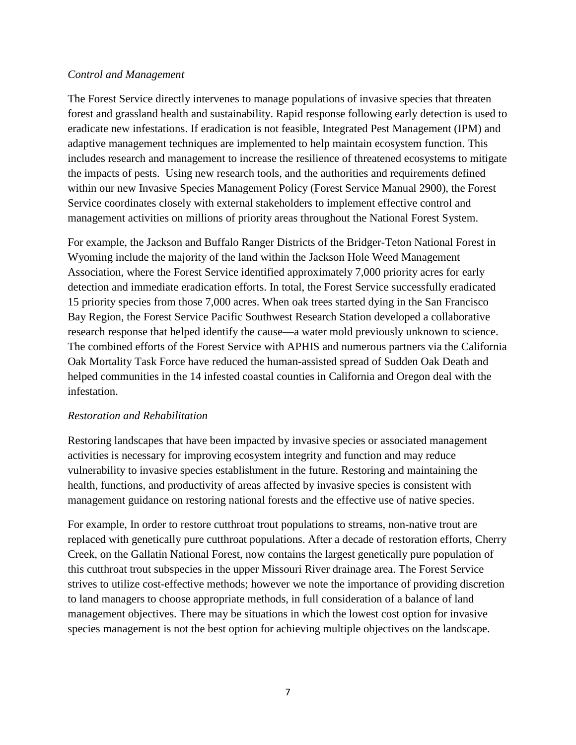*Control and Management*

The Forest Service directly intervenes to manage populations of invasive species that threaten forest and grassland health and sustainability. Rapid response following early detection is used to eradicate new infestations. If eradication is not feasible, Integrated Pest Management (IPM) and adaptive management techniques are implemented to help maintain ecosystem function. This includes research and management to increase the resilience of threatened ecosystems to mitigate the impacts of pests. Using new research tools, and the authorities and requirements defined within our new Invasive Species Management Policy (Forest Service Manual 2900), the Forest Service coordinates closely with external stakeholders to implement effective control and management activities on millions of priority areas throughout the National Forest System.

For example, the Jackson and Buffalo Ranger Districts of the Bridger-Teton National Forest in Wyoming include the majority of the land within the Jackson Hole Weed Management Association, where the Forest Service identified approximately 7,000 priority acres for early detection and immediate eradication efforts. In total, the Forest Service successfully eradicated 15 priority species from those 7,000 acres. When oak trees started dying in the San Francisco Bay Region, the Forest Service Pacific Southwest Research Station developed a collaborative research response that helped identify the cause—a water mold previously unknown to science. The combined efforts of the Forest Service with APHIS and numerous partners via the California Oak Mortality Task Force have reduced the human-assisted spread of Sudden Oak Death and helped communities in the 14 infested coastal counties in California and Oregon deal with the infestation.

*Restoration and Rehabilitation*

Restoring landscapes that have been impacted by invasive species or associated management activities is necessary for improving ecosystem integrity and function and may reduce vulnerability to invasive species establishment in the future. Restoring and maintaining the health, functions, and productivity of areas affected by invasive species is consistent with management guidance on restoring national forests and the effective use of native species.

For example, In order to restore cutthroat trout populations to streams, non-native trout are replaced with genetically pure cutthroat populations. After a decade of restoration efforts, Cherry Creek, on the Gallatin National Forest, now contains the largest genetically pure population of this cutthroat trout subspecies in the upper Missouri River drainage area. The Forest Service strives to utilize cost-effective methods; however we note the importance of providing discretion to land managers to choose appropriate methods, in full consideration of a balance of land management objectives. There may be situations in which the lowest cost option for invasive species management is not the best option for achieving multiple objectives on the landscape.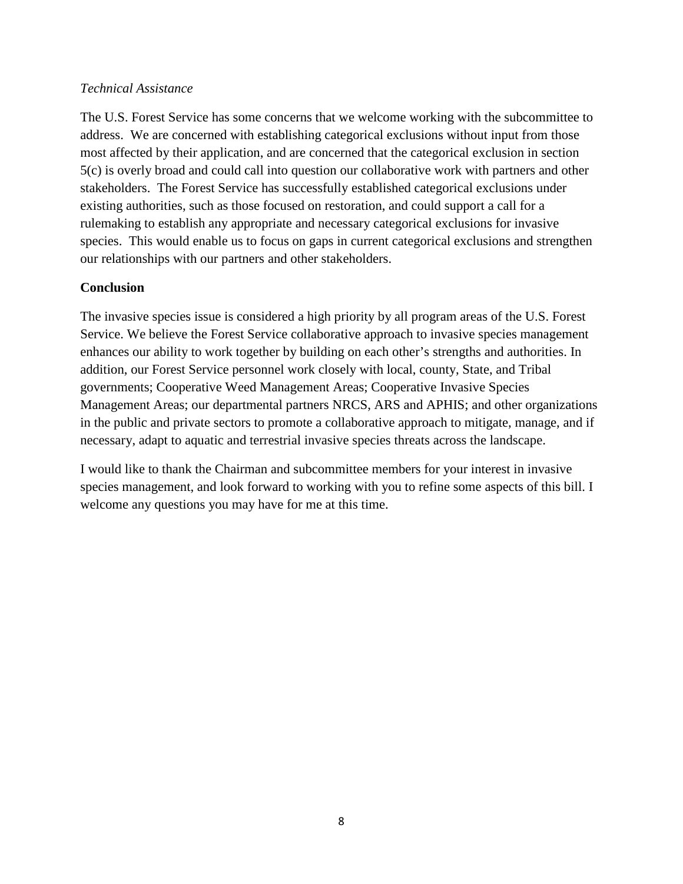*Technical Assistance*

The U.S. Forest Service has some concerns that we welcome working with the subcommittee to address. We are concerned with establishing categorical exclusions without input from those most affected by their application, and are concerned that the categorical exclusion in section 5(c) is overly broad and could call into question our collaborative work with partners and other stakeholders. The Forest Service has successfully established categorical exclusions under existing authorities, such as those focused on restoration, and could support a call for a rulemaking to establish any appropriate and necessary categorical exclusions for invasive species. This would enable us to focus on gaps in current categorical exclusions and strengthen our relationships with our partners and other stakeholders.

**Conclusion**

The invasive species issue is considered a high priority by all program areas of the U.S. Forest Service. We believe the Forest Service collaborative approach to invasive species management enhances our ability to work together by building on each other's strengths and authorities. In addition, our Forest Service personnel work closely with local, county, State, and Tribal governments; Cooperative Weed Management Areas; Cooperative Invasive Species Management Areas; our departmental partners NRCS, ARS and APHIS; and other organizations in the public and private sectors to promote a collaborative approach to mitigate, manage, and if necessary, adapt to aquatic and terrestrial invasive species threats across the landscape.

I would like to thank the Chairman and subcommittee members for your interest in invasive species management, and look forward to working with you to refine some aspects of this bill. I welcome any questions you may have for me at this time.